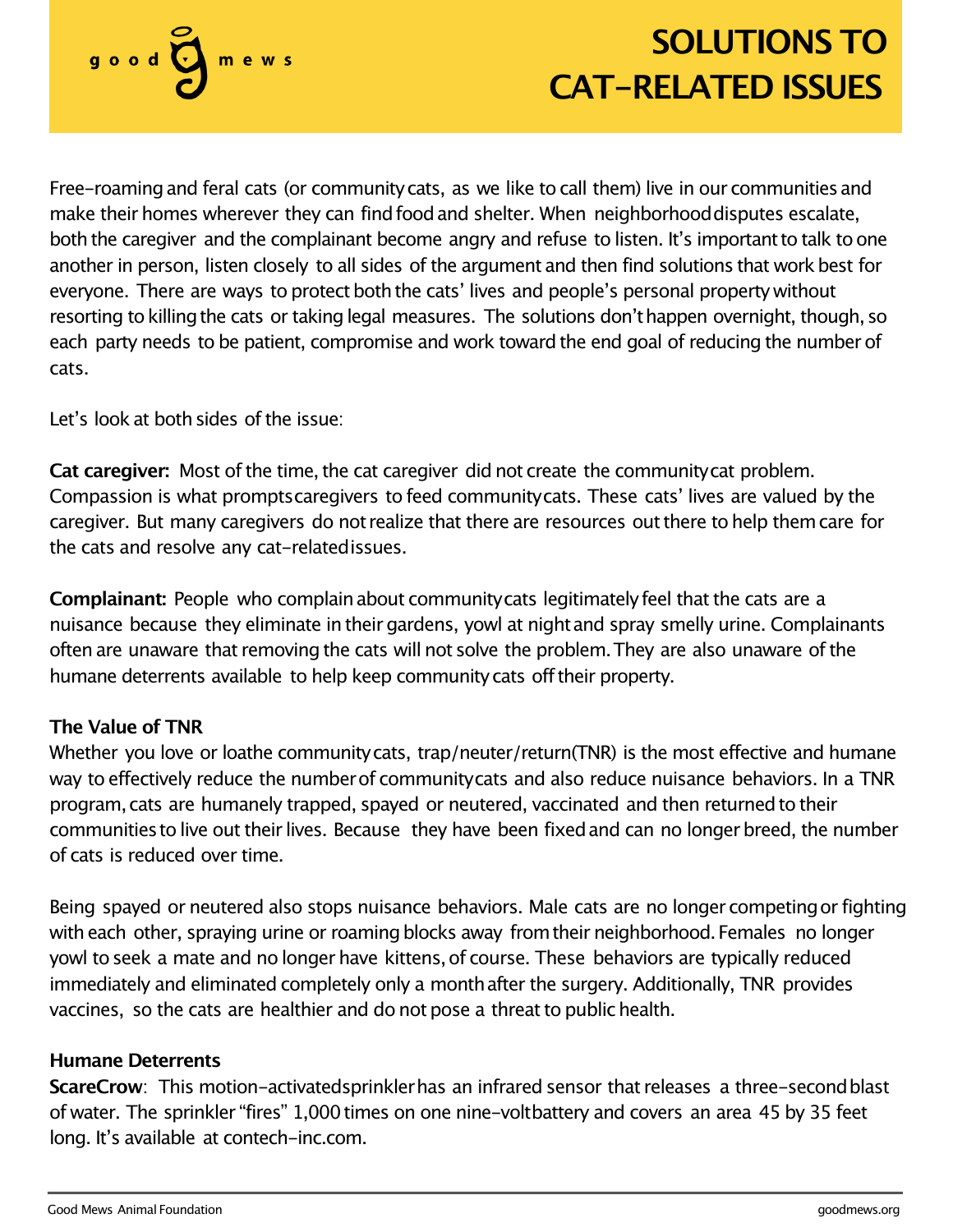good mews

# SOLUTIONS TO CAT-RELATED ISSUES

Free-roaming and feral cats (or community cats, as we like to call them) live in our communities and make their homes wherever they can find food and shelter. When neighborhood disputes escalate, both the caregiver and the complainant become angry and refuse to listen. It's important to talk to one another in person, listen closely to all sides of the argument and then find solutions that work best for everyone. There are ways to protect both the cats' lives and people's personal property without resorting to killing the cats or taking legal measures. The solutions don't happen overnight, though, so each party needs to be patient, compromise and work toward the end goal of reducing the number of cats.

Let's look at both sides of the issue:

**Cat caregiver:** Most of the time, the cat caregiver did not create the community cat problem. Compassion is what prompts caregivers to feed community cats. These cats' lives are valued by the caregiver. But many caregivers do not realize that there are resources out there to help them care for the cats and resolve any cat-related issues.

**Complainant:** People who complain about community cats legitimately feel that the cats are a nuisance because they eliminate in their gardens, yowl at night and spray smelly urine. Complainants often are unaware that removing the cats will not solve the problem. They are also unaware of the humane deterrents available to help keep community cats off their property.

### The Value of TNR

Whether you love or loathe community cats, trap/neuter/return (TNR) is the most effective and humane way to effectively reduce the number of community cats and also reduce nuisance behaviors. In a TNR program, cats are humanely trapped, spayed or neutered, vaccinated and then returned to their communities to live out their lives. Because they have been fixed and can no longer breed, the number of cats is reduced over time.

Being spayed or neutered also stops nuisance behaviors. Male cats are no longer competing or fighting with each other, spraying urine or roaming blocks away from their neighborhood. Females no longer yowl to seek a mate and no longer have kittens, of course. These behaviors are typically reduced immediately and eliminated completely only a month after the surgery. Additionally, TNR provides vaccines, so the cats are healthier and do not pose a threat to public health.

### Humane Deterrents

**ScareCrow**: This motion-activated sprinkler has an infrared sensor that releases a three-second blast of water. The sprinkler "fires" 1,000 times on one nine-volt battery and covers an area 45 by 35 feet long. It's available at contech-inc.com.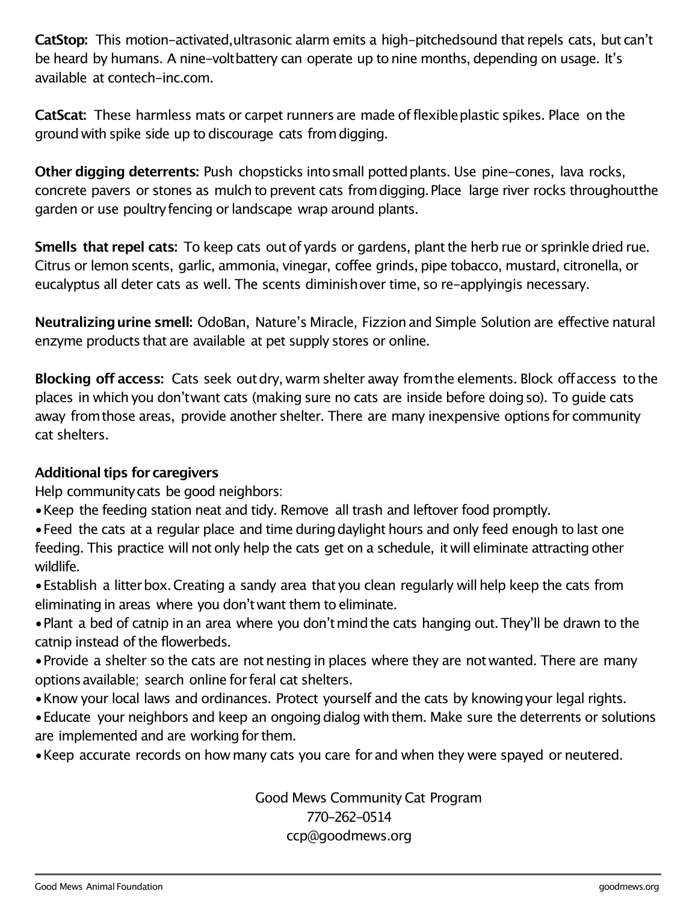**CatStop:** This motion-activated, ultrasonic alarm emits a high-pitched sound that repels cats, but can't be heard by humans. A nine-volt battery can operate up to nine months, depending on usage. It's available at contech-inc.com.

**CatScat:** These harmless mats or carpet runners are made of flexible plastic spikes. Place on the ground with spike side up to discourage cats from digging.

**Other digging deterrents:** Push chopsticks into small potted plants. Use pine-cones, lava rocks, concrete pavers or stones as mulch to prevent cats from digging. Place large river rocks throughout the garden or use poultry fencing or landscape wrap around plants.

**Smells that repel cats:** To keep cats out of yards or gardens, plant the herb rue or sprinkle dried rue. Citrus or lemon scents, garlic, ammonia, vinegar, coffee grinds, pipe tobacco, mustard, citronella, or eucalyptus all deter cats as well. The scents diminish over time, so re-applying is necessary.

**Neutralizing urine smell:** OdoBan, Nature's Miracle, Fizzion and Simple Solution are effective natural enzyme products that are available at pet supply stores or online.

**Blocking off access:** Cats seek out dry, warm shelter away from the elements. Block off access to the places in which you don't want cats (making sure no cats are inside before doing so). To guide cats away from those areas, provide another shelter. There are many inexpensive options for community cat shelters.

**Additional tips for caregivers**

Help community cats be good neighbors:

- Keep the feeding station neat and tidy. Remove all trash and leftover food promptly.
- Feed the cats at a regular place and time during daylight hours and only feed enough to last one feeding. This practice will not only help the cats get on a schedule, it will eliminate attracting other wildlife.
- Establish a litter box. Creating a sandy area that you clean regularly will help keep the cats from eliminating in areas where you don't want them to eliminate.
- Plant a bed of catnip in an area where you don't mind the cats hanging out. They'll be drawn to the catnip instead of the flowerbeds.
- Provide a shelter so the cats are not nesting in places where they are not wanted. There are many options available; search online for feral cat shelters.
- Know your local laws and ordinances. Protect yourself and the cats by knowing your legal rights.
- Educate your neighbors and keep an ongoing dialog with them. Make sure the deterrents or solutions are implemented and are working for them.
- Keep accurate records on how many cats you care for and when they were spayed or neutered.

Good Mews Community Cat Program
770-262-0514
ccp@goodmews.org